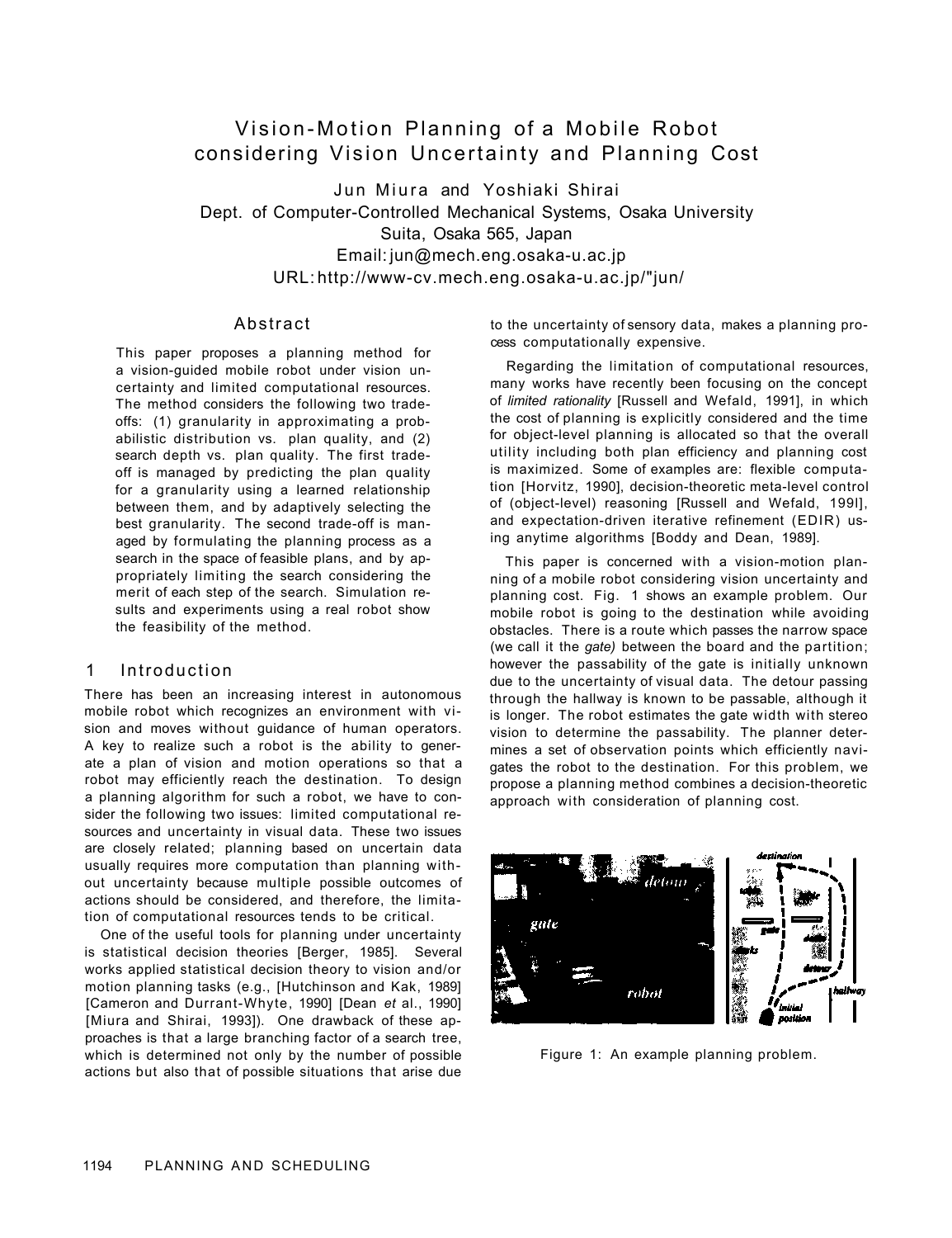# Vision-Motion Planning of a Mobile Robot considering Vision Uncertainty and Planning Cost

Jun Miura and Yoshiaki Shirai
Dept. of Computer-Controlled Mechanical Systems, Osaka University
Suita, Osaka 565, Japan
Email: jun@mech.eng.osaka-u.ac.jp
URL: http://www-cv.mech.eng.osaka-u.ac.jp/"jun/

## Abstract

This paper proposes a planning method for a vision-guided mobile robot under vision uncertainty and limited computational resources. The method considers the following two tradeoffs: (1) granularity in approximating a probabilistic distribution vs. plan quality, and (2) search depth vs. plan quality. The first tradeoff is managed by predicting the plan quality for a granularity using a learned relationship between them, and by adaptively selecting the best granularity. The second trade-off is managed by formulating the planning process as a search in the space of feasible plans, and by appropriately limiting the search considering the merit of each step of the search. Simulation results and experiments using a real robot show the feasibility of the method.

## 1 Introduction

There has been an increasing interest in autonomous mobile robot which recognizes an environment with vision and moves without guidance of human operators. A key to realize such a robot is the ability to generate a plan of vision and motion operations so that a robot may efficiently reach the destination. To design a planning algorithm for such a robot, we have to consider the following two issues: limited computational resources and uncertainty in visual data. These two issues are closely related; planning based on uncertain data usually requires more computation than planning without uncertainty because multiple possible outcomes of actions should be considered, and therefore, the limitation of computational resources tends to be critical.

One of the useful tools for planning under uncertainty is statistical decision theories [Berger, 1985]. Several works applied statistical decision theory to vision and/or motion planning tasks (e.g., [Hutchinson and Kak, 1989] [Cameron and Durrant-Whyte, 1990] [Dean *et* al., 1990] [Miura and Shirai, 1993]). One drawback of these approaches is that a large branching factor of a search tree, which is determined not only by the number of possible actions but also that of possible situations that arise due to the uncertainty of sensory data, makes a planning process computationally expensive.

Regarding the limitation of computational resources, many works have recently been focusing on the concept of *limited rationality* [Russell and Wefald, 1991], in which the cost of planning is explicitly considered and the time for object-level planning is allocated so that the overall utility including both plan efficiency and planning cost is maximized. Some of examples are: flexible computation [Horvitz, 1990], decision-theoretic meta-level control of (object-level) reasoning [Russell and Wefald, 1991], and expectation-driven iterative refinement (EDIR) using anytime algorithms [Boddy and Dean, 1989].

This paper is concerned with a vision-motion planning of a mobile robot considering vision uncertainty and planning cost. Fig. 1 shows an example problem. Our mobile robot is going to the destination while avoiding obstacles. There is a route which passes the narrow space (we call it the *gate)* between the board and the partition; however the passability of the gate is initially unknown due to the uncertainty of visual data. The detour passing through the hallway is known to be passable, although it is longer. The robot estimates the gate width with stereo vision to determine the passability. The planner determines a set of observation points which efficiently navigates the robot to the destination. For this problem, we propose a planning method combines a decision-theoretic approach with consideration of planning cost.

Figure 1: An example planning problem.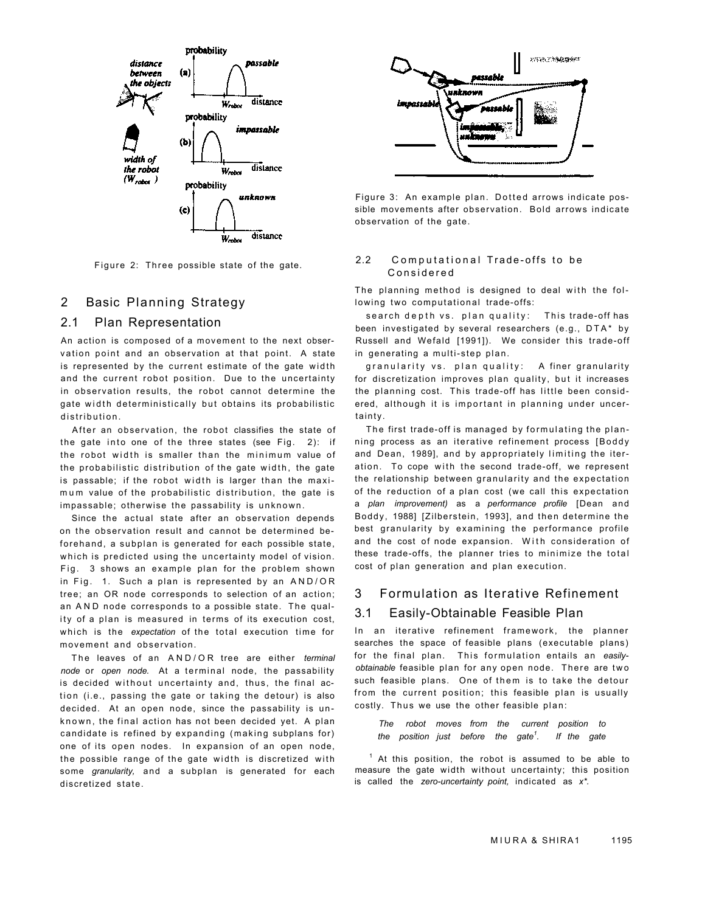Figure 2: Three possible state of the gate.

## 2 Basic Planning Strategy

### 2.1 Plan Representation

An action is composed of a movement to the next observation point and an observation at that point. A state is represented by the current estimate of the gate width and the current robot position. Due to the uncertainty in observation results, the robot cannot determine the gate width deterministically but obtains its probabilistic distribution.

After an observation, the robot classifies the state of the gate into one of the three states (see Fig. 2): if the robot width is smaller than the minimum value of the probabilistic distribution of the gate width, the gate is passable; if the robot width is larger than the maximum value of the probabilistic distribution, the gate is impassable; otherwise the passability is unknown.

Since the actual state after an observation depends on the observation result and cannot be determined beforehand, a subplan is generated for each possible state, which is predicted using the uncertainty model of vision. Fig. 3 shows an example plan for the problem shown in Fig. 1. Such a plan is represented by an AND/OR tree; an OR node corresponds to selection of an action; an AND node corresponds to a possible state. The quality of a plan is measured in terms of its execution cost, which is the *expectation* of the total execution time for movement and observation.

The leaves of an AND/OR tree are either *terminal node* or *open node.* At a terminal node, the passability is decided without uncertainty and, thus, the final action (i.e., passing the gate or taking the detour) is also decided. At an open node, since the passability is unknown, the final action has not been decided yet. A plan candidate is refined by expanding (making subplans for) one of its open nodes. In expansion of an open node, the possible range of the gate width is discretized with some *granularity,* and a subplan is generated for each discretized state.

Figure 3: An example plan. Dotted arrows indicate possible movements after observation. Bold arrows indicate observation of the gate.

### 2.2 Computational Trade-offs to be Considered

The planning method is designed to deal with the following two computational trade-offs:

search depth vs. plan quality: This trade-off has been investigated by several researchers (e.g., DTA* by Russell and Wefald [1991]). We consider this trade-off in generating a multi-step plan.

granularity vs. plan quality: A finer granularity for discretization improves plan quality, but it increases the planning cost. This trade-off has little been considered, although it is important in planning under uncertainty.

The first trade-off is managed by formulating the planning process as an iterative refinement process [Boddy and Dean, 1989], and by appropriately limiting the iteration. To cope with the second trade-off, we represent the relationship between granularity and the expectation of the reduction of a plan cost (we call this expectation a *plan improvement)* as a *performance profile* [Dean and Boddy, 1988] [Zilberstein, 1993], and then determine the best granularity by examining the performance profile and the cost of node expansion. With consideration of these trade-offs, the planner tries to minimize the total cost of plan generation and plan execution.

## 3 Formulation as Iterative Refinement

### 3.1 Easily-Obtainable Feasible Plan

In an iterative refinement framework, the planner searches the space of feasible plans (executable plans) for the final plan. This formulation entails an *easily-obtainable* feasible plan for any open node. There are two such feasible plans. One of them is to take the detour from the current position; this feasible plan is usually costly. Thus we use the other feasible plan:

*The robot moves from the current position to the position just before the gate*[1]*. If the gate*

[1] At this position, the robot is assumed to be able to measure the gate width without uncertainty; this position is called the *zero-uncertainty point,* indicated as $x^*$.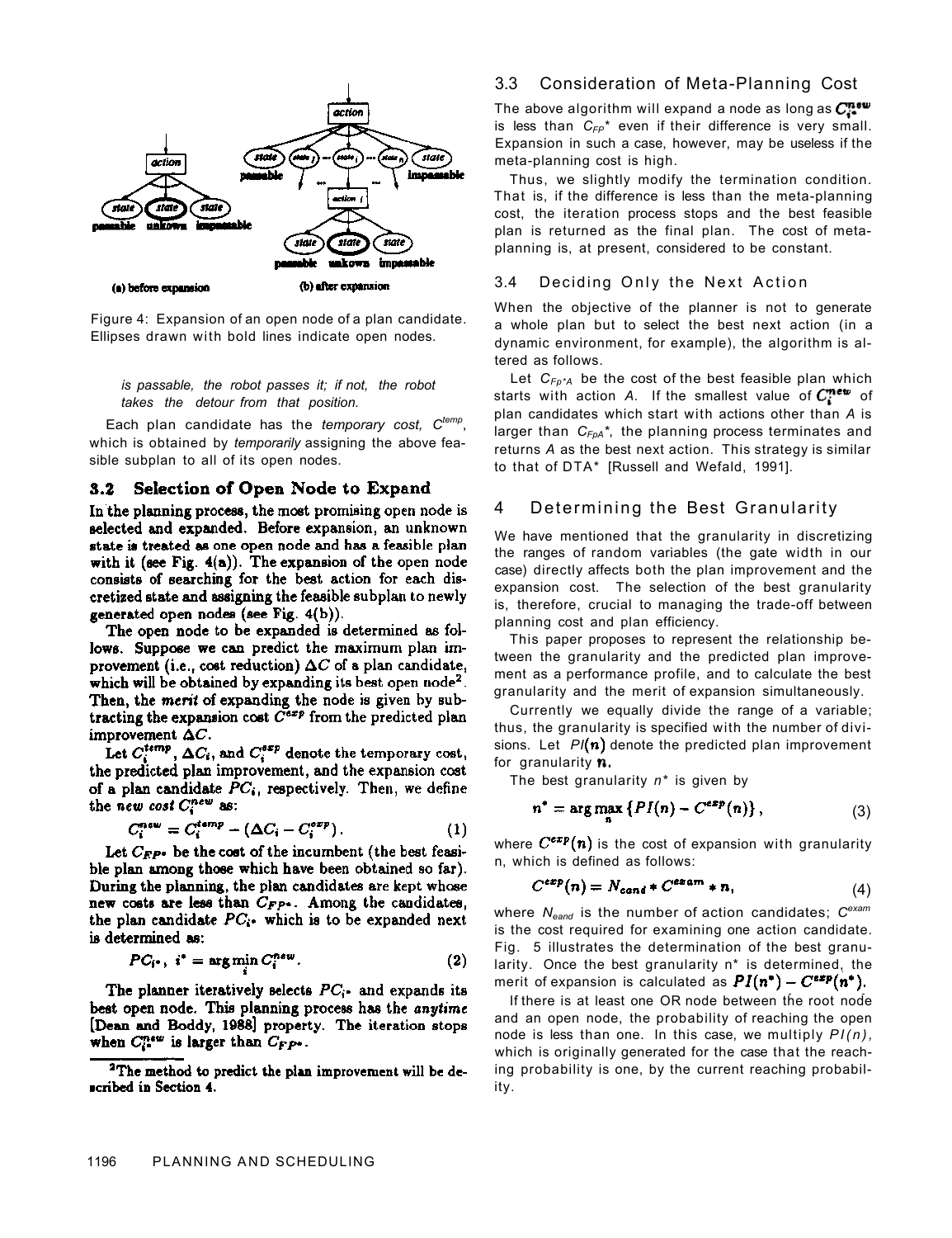Figure 4: Expansion of an open node of a plan candidate. Ellipses drawn with bold lines indicate open nodes.

*is passable, the robot passes it; if not, the robot takes the detour from that position.*

Each plan candidate has the *temporary cost,* $C^{temp}$, which is obtained by *temporarily* assigning the above feasible subplan to all of its open nodes.

### 3.2 Selection of Open Node to Expand

In the planning process, the most promising open node is selected and expanded. Before expansion, an unknown state is treated as one open node and has a feasible plan with it (see Fig. 4(a)). The expansion of the open node consists of searching for the best action for each discretized state and assigning the feasible subplan to newly generated open nodes (see Fig. 4(b)).

The open node to be expanded is determined as follows. Suppose we can predict the maximum plan improvement (i.e., cost reduction) $\Delta C$ of a plan candidate, which will be obtained by expanding its best open node[2]. Then, the *merit* of expanding the node is given by subtracting the expansion cost $C^{exp}$ from the predicted plan improvement $\Delta C$.

Let $C_i^{temp}$, $\Delta C_i$, and $C_i^{exp}$ denote the temporary cost, the predicted plan improvement, and the expansion cost of a plan candidate $PC_i$, respectively. Then, we define the *new cost* $C_i^{new}$ as:

$$C_i^{new} = C_i^{temp} - (\Delta C_i - C_i^{exp}). \tag{1}$$

Let $C_{FP^*}$ be the cost of the incumbent (the best feasible plan among those which have been obtained so far). During the planning, the plan candidates are kept whose new costs are less than $C_{FP^*}$. Among the candidates, the plan candidate $PC_{i^*}$ which is to be expanded next is determined as:

$$PC_{i^*},\ i^* = \arg\min_i C_i^{new}. \tag{2}$$

The planner iteratively selects $PC_{i^*}$ and expands its best open node. This planning process has the *anytime* [Dean and Boddy, 1988] property. The iteration stops when $C_{i^*}^{new}$ is larger than $C_{FP^*}$.

[2]The method to predict the plan improvement will be described in Section 4.

### 3.3 Consideration of Meta-Planning Cost

The above algorithm will expand a node as long as $C_{i^*}^{new}$ is less than $C_{FP}{}^*$ even if their difference is very small. Expansion in such a case, however, may be useless if the meta-planning cost is high.

Thus, we slightly modify the termination condition. That is, if the difference is less than the meta-planning cost, the iteration process stops and the best feasible plan is returned as the final plan. The cost of meta-planning is, at present, considered to be constant.

### 3.4 Deciding Only the Next Action

When the objective of the planner is not to generate a whole plan but to select the best next action (in a dynamic environment, for example), the algorithm is altered as follows.

Let $C_{FP^*A}$ be the cost of the best feasible plan which starts with action *A*. If the smallest value of $C_i^{new}$ of plan candidates which start with actions other than *A* is larger than $C_{FpA}{}^*$, the planning process terminates and returns *A* as the best next action. This strategy is similar to that of DTA* [Russell and Wefald, 1991].

## 4 Determining the Best Granularity

We have mentioned that the granularity in discretizing the ranges of random variables (the gate width in our case) directly affects both the plan improvement and the expansion cost. The selection of the best granularity is, therefore, crucial to managing the trade-off between planning cost and plan efficiency.

This paper proposes to represent the relationship between the granularity and the predicted plan improvement as a performance profile, and to calculate the best granularity and the merit of expansion simultaneously.

Currently we equally divide the range of a variable; thus, the granularity is specified with the number of divisions. Let $PI(n)$ denote the predicted plan improvement for granularity $n$.

The best granularity $n^*$ is given by

$$n^* = \arg\max_n \{PI(n) - C^{exp}(n)\}, \tag{3}$$

where $C^{exp}(n)$ is the cost of expansion with granularity n, which is defined as follows:

$$C^{exp}(n) = N_{cand} * C^{exam} * n, \tag{4}$$

where $N_{eand}$ is the number of action candidates; $C^{exam}$ is the cost required for examining one action candidate. Fig. 5 illustrates the determination of the best granularity. Once the best granularity n* is determined, the merit of expansion is calculated as $PI(n^*) - C^{exp}(n^*)$.

If there is at least one OR node between the root node and an open node, the probability of reaching the open node is less than one. In this case, we multiply $PI(n)$, which is originally generated for the case that the reaching probability is one, by the current reaching probability.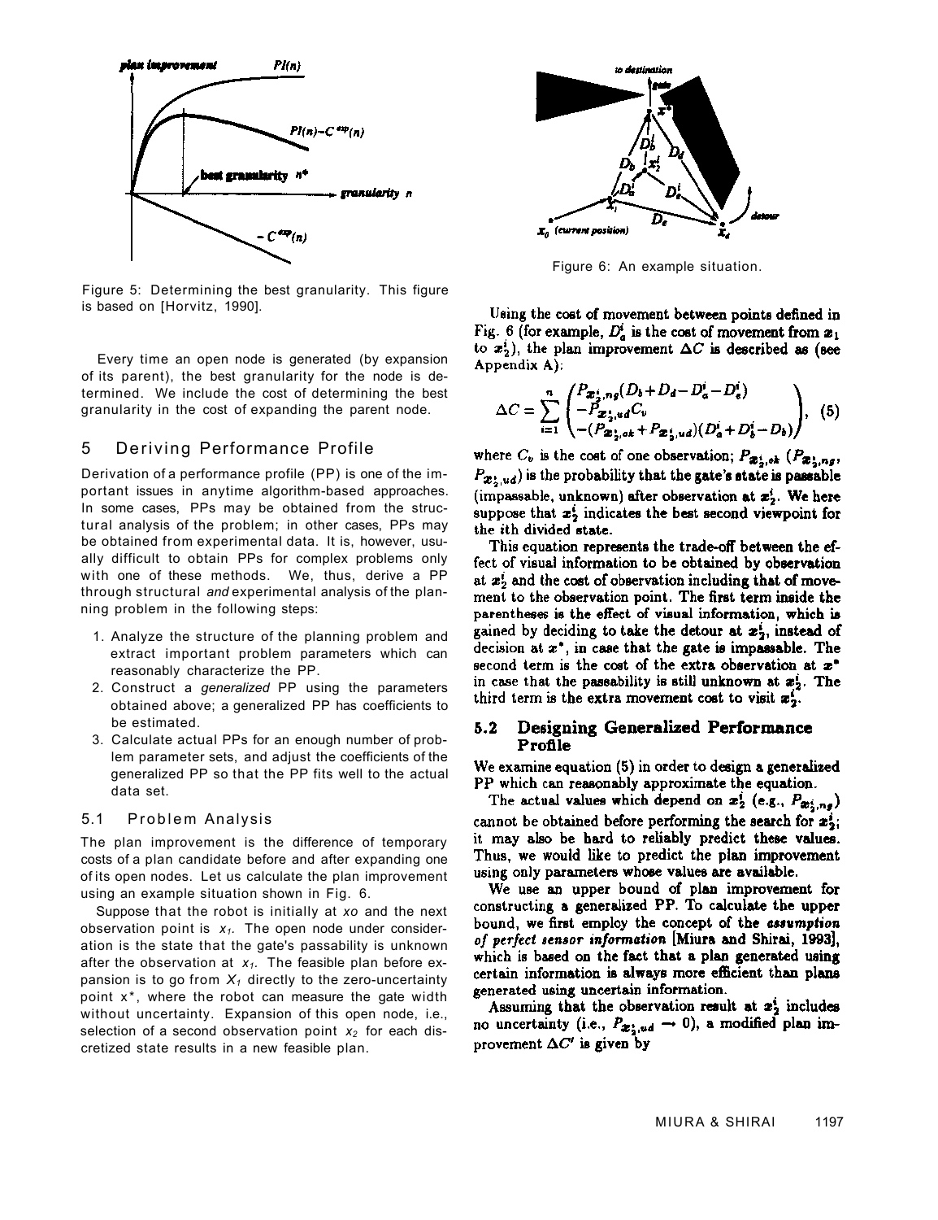Figure 5: Determining the best granularity. This figure is based on [Horvitz, 1990].

Every time an open node is generated (by expansion of its parent), the best granularity for the node is determined. We include the cost of determining the best granularity in the cost of expanding the parent node.

## 5 Deriving Performance Profile

Derivation of a performance profile (PP) is one of the important issues in anytime algorithm-based approaches. In some cases, PPs may be obtained from the structural analysis of the problem; in other cases, PPs may be obtained from experimental data. It is, however, usually difficult to obtain PPs for complex problems only with one of these methods. We, thus, derive a PP through structural *and* experimental analysis of the planning problem in the following steps:

1. Analyze the structure of the planning problem and extract important problem parameters which can reasonably characterize the PP.
2. Construct a *generalized* PP using the parameters obtained above; a generalized PP has coefficients to be estimated.
3. Calculate actual PPs for an enough number of problem parameter sets, and adjust the coefficients of the generalized PP so that the PP fits well to the actual data set.

### 5.1 Problem Analysis

The plan improvement is the difference of temporary costs of a plan candidate before and after expanding one of its open nodes. Let us calculate the plan improvement using an example situation shown in Fig. 6.

Suppose that the robot is initially at $x_0$ and the next observation point is $x_1$. The open node under consideration is the state that the gate's passability is unknown after the observation at $x_1$. The feasible plan before expansion is to go from $X_1$ directly to the zero-uncertainty point $x^*$, where the robot can measure the gate width without uncertainty. Expansion of this open node, i.e., selection of a second observation point $x_2$ for each discretized state results in a new feasible plan.

Figure 6: An example situation.

Using the cost of movement between points defined in Fig. 6 (for example, $D_a^i$ is the cost of movement from $x_1$ to $x_2^i$), the plan improvement $\Delta C$ is described as (see Appendix A):

$$\Delta C = \sum_{i=1}^{n} \begin{pmatrix} P_{x_2^i,ng}(D_b + D_d - D_a^i - D_e^i) \\ -P_{x_2^i,ud} C_v \\ -(P_{x_2^i,ok} + P_{x_2^i,ud})(D_a^i + D_b^i - D_b) \end{pmatrix}, \quad (5)$$

where $C_v$ is the cost of one observation; $P_{x_2^i,ok}$ ($P_{x_2^i,ng}$, $P_{x_2^i,ud}$) is the probability that the gate's state is passable (impassable, unknown) after observation at $x_2^i$. We here suppose that $x_2^i$ indicates the best second viewpoint for the $i$th divided state.

This equation represents the trade-off between the effect of visual information to be obtained by observation at $x_2^i$ and the cost of observation including that of movement to the observation point. The first term inside the parentheses is the effect of visual information, which is gained by deciding to take the detour at $x_2^i$, instead of decision at $x^*$, in case that the gate is impassable. The second term is the cost of the extra observation at $x^*$ in case that the passability is still unknown at $x_2^i$. The third term is the extra movement cost to visit $x_2^i$.

### 5.2 Designing Generalized Performance Profile

We examine equation (5) in order to design a generalized PP which can reasonably approximate the equation.

The actual values which depend on $x_2^i$ (e.g., $P_{x_2^i,ng}$) cannot be obtained before performing the search for $x_2^i$; it may also be hard to reliably predict these values. Thus, we would like to predict the plan improvement using only parameters whose values are available.

We use an upper bound of plan improvement for constructing a generalized PP. To calculate the upper bound, we first employ the concept of the *assumption of perfect sensor information* [Miura and Shirai, 1993], which is based on the fact that a plan generated using certain information is always more efficient than plans generated using uncertain information.

Assuming that the observation result at $x_2^i$ includes no uncertainty (i.e., $P_{x_2^i,ud} \to 0$), a modified plan improvement $\Delta C'$ is given by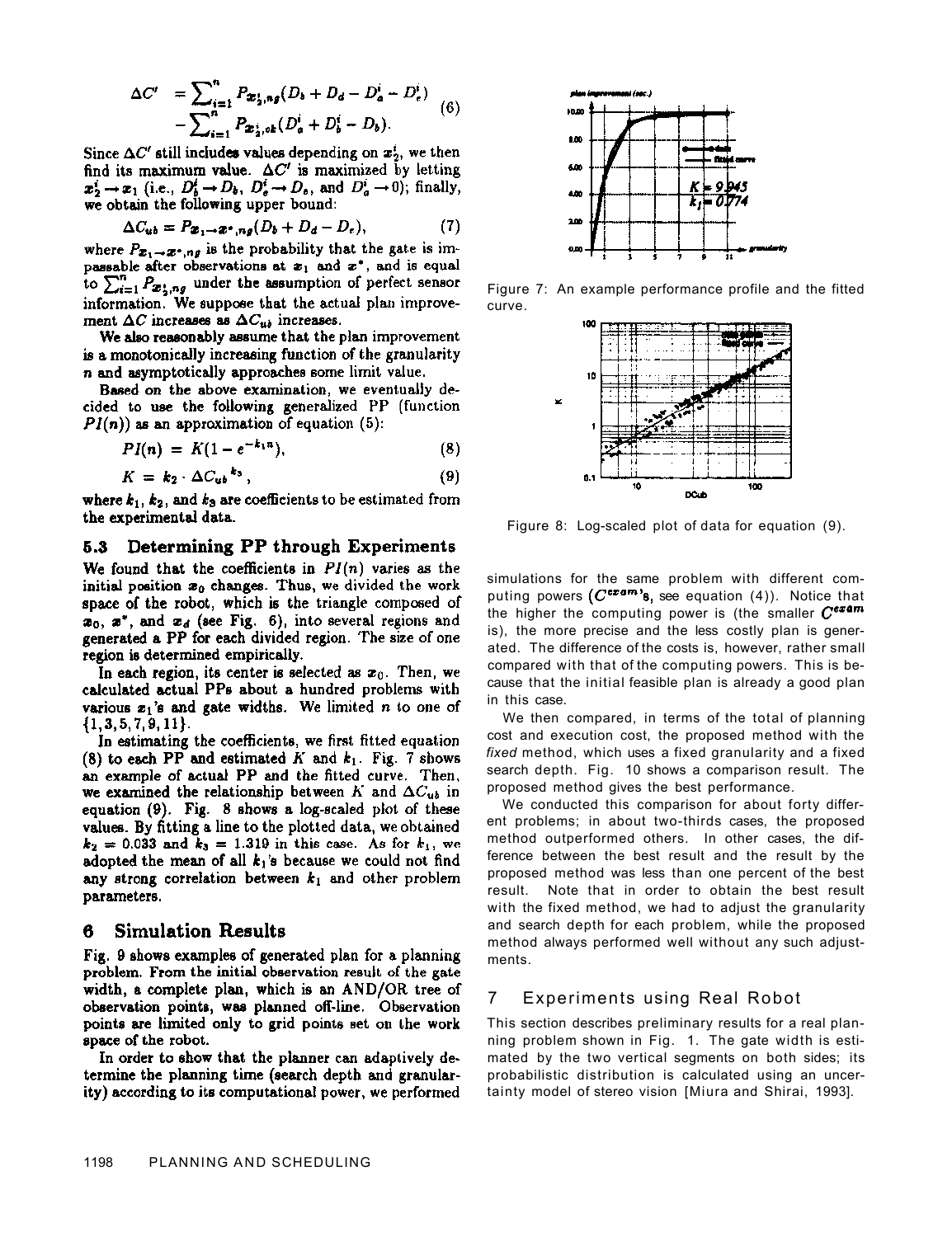$$\Delta C' = \sum_{i=1}^{n} P_{x_2^i, ng}(D_b + D_d - D_a^i - D_e^i) - \sum_{i=1}^{n} P_{x_2^i, ok}(D_a^i + D_b^i - D_b). \quad (6)$$

Since $\Delta C'$ still includes values depending on $x_2^i$, we then find its maximum value. $\Delta C'$ is maximized by letting $x_2^i \rightarrow x_1$ (i.e., $D_b^i \rightarrow D_b$, $D_e^i \rightarrow D_e$, and $D_a^i \rightarrow 0$); finally, we obtain the following upper bound:

$$\Delta C_{ub} = P_{x_1 \rightarrow x^*, ng}(D_b + D_d - D_e), \quad (7)$$

where $P_{x_1 \rightarrow x^*, ng}$ is the probability that the gate is impassable after observations at $x_1$ and $x^*$, and is equal to $\sum_{i=1}^{n} P_{x_2^i, ng}$ under the assumption of perfect sensor information. We suppose that the actual plan improvement $\Delta C$ increases as $\Delta C_{ub}$ increases.

We also reasonably assume that the plan improvement is a monotonically increasing function of the granularity $n$ and asymptotically approaches some limit value.

Based on the above examination, we eventually decided to use the following generalized PP (function $PI(n)$) as an approximation of equation (5):

$$PI(n) = K(1 - e^{-k_1 n}), \quad (8)$$

$$K = k_2 \cdot \Delta C_{ub}^{\ k_3}, \quad (9)$$

where $k_1$, $k_2$, and $k_3$ are coefficients to be estimated from the experimental data.

### 5.3 Determining PP through Experiments

We found that the coefficients in $PI(n)$ varies as the initial position $x_0$ changes. Thus, we divided the work space of the robot, which is the triangle composed of $x_0$, $x^*$, and $x_d$ (see Fig. 6), into several regions and generated a PP for each divided region. The size of one region is determined empirically.

In each region, its center is selected as $x_0$. Then, we calculated actual PPs about a hundred problems with various $x_1$'s and gate widths. We limited $n$ to one of $\{1, 3, 5, 7, 9, 11\}$.

In estimating the coefficients, we first fitted equation (8) to each PP and estimated $K$ and $k_1$. Fig. 7 shows an example of actual PP and the fitted curve. Then, we examined the relationship between $K$ and $\Delta C_{ub}$ in equation (9). Fig. 8 shows a log-scaled plot of these values. By fitting a line to the plotted data, we obtained $k_2 = 0.033$ and $k_3 = 1.319$ in this case. As for $k_1$, we adopted the mean of all $k_1$'s because we could not find any strong correlation between $k_1$ and other problem parameters.

## 6 Simulation Results

Fig. 9 shows examples of generated plan for a planning problem. From the initial observation result of the gate width, a complete plan, which is an AND/OR tree of observation points, was planned off-line. Observation points are limited only to grid points set on the work space of the robot.

In order to show that the planner can adaptively determine the planning time (search depth and granularity) according to its computational power, we performed

Figure 7: An example performance profile and the fitted curve.

Figure 8: Log-scaled plot of data for equation (9).

simulations for the same problem with different computing powers ($C^{exam}$'s, see equation (4)). Notice that the higher the computing power is (the smaller $C^{exam}$ is), the more precise and the less costly plan is generated. The difference of the costs is, however, rather small compared with that of the computing powers. This is because that the initial feasible plan is already a good plan in this case.

We then compared, in terms of the total of planning cost and execution cost, the proposed method with the *fixed* method, which uses a fixed granularity and a fixed search depth. Fig. 10 shows a comparison result. The proposed method gives the best performance.

We conducted this comparison for about forty different problems; in about two-thirds cases, the proposed method outperformed others. In other cases, the difference between the best result and the result by the proposed method was less than one percent of the best result. Note that in order to obtain the best result with the fixed method, we had to adjust the granularity and search depth for each problem, while the proposed method always performed well without any such adjustments.

## 7 Experiments using Real Robot

This section describes preliminary results for a real planning problem shown in Fig. 1. The gate width is estimated by the two vertical segments on both sides; its probabilistic distribution is calculated using an uncertainty model of stereo vision [Miura and Shirai, 1993].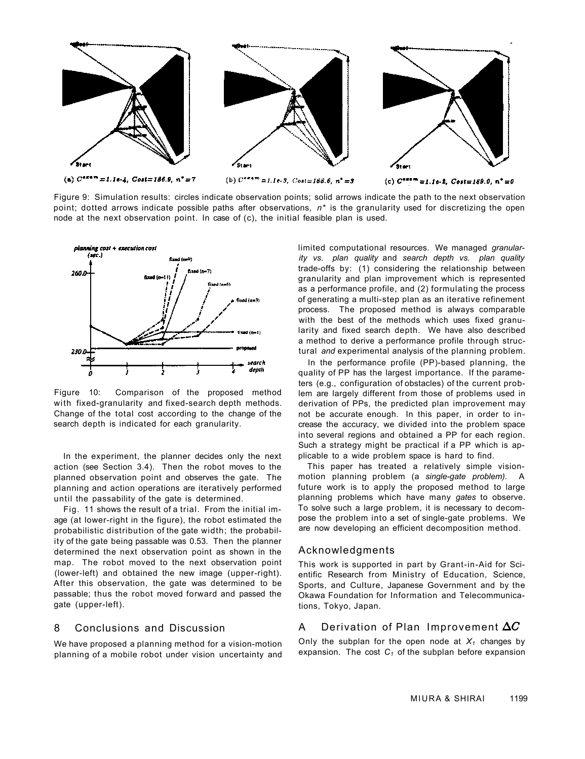(a) $C^{exam}=1.1e\text{-}4$, $Cost=186.9$, $n^*=7$

(b) $C^{exam}=1.1e\text{-}3$, $Cost=188.6$, $n^*=3$

(c) $C^{exam}=1.1e\text{-}2$, $Cost=189.0$, $n^*=0$

Figure 9: Simulation results: circles indicate observation points; solid arrows indicate the path to the next observation point; dotted arrows indicate possible paths after observations, $n^*$ is the granularity used for discretizing the open node at the next observation point. In case of (c), the initial feasible plan is used.

Figure 10: Comparison of the proposed method with fixed-granularity and fixed-search depth methods. Change of the total cost according to the change of the search depth is indicated for each granularity.

In the experiment, the planner decides only the next action (see Section 3.4). Then the robot moves to the planned observation point and observes the gate. The planning and action operations are iteratively performed until the passability of the gate is determined.

Fig. 11 shows the result of a trial. From the initial image (at lower-right in the figure), the robot estimated the probabilistic distribution of the gate width; the probability of the gate being passable was 0.53. Then the planner determined the next observation point as shown in the map. The robot moved to the next observation point (lower-left) and obtained the new image (upper-right). After this observation, the gate was determined to be passable; thus the robot moved forward and passed the gate (upper-left).

## 8 Conclusions and Discussion

We have proposed a planning method for a vision-motion planning of a mobile robot under vision uncertainty and limited computational resources. We managed *granularity vs. plan quality* and *search depth vs. plan quality* trade-offs by: (1) considering the relationship between granularity and plan improvement which is represented as a performance profile, and (2) formulating the process of generating a multi-step plan as an iterative refinement process. The proposed method is always comparable with the best of the methods which uses fixed granularity and fixed search depth. We have also described a method to derive a performance profile through structural *and* experimental analysis of the planning problem.

In the performance profile (PP)-based planning, the quality of PP has the largest importance. If the parameters (e.g., configuration of obstacles) of the current problem are largely different from those of problems used in derivation of PPs, the predicted plan improvement may not be accurate enough. In this paper, in order to increase the accuracy, we divided into the problem space into several regions and obtained a PP for each region. Such a strategy might be practical if a PP which is applicable to a wide problem space is hard to find.

This paper has treated a relatively simple vision-motion planning problem (a *single-gate problem).* A future work is to apply the proposed method to large planning problems which have many *gates* to observe. To solve such a large problem, it is necessary to decompose the problem into a set of single-gate problems. We are now developing an efficient decomposition method.

## Acknowledgments

This work is supported in part by Grant-in-Aid for Scientific Research from Ministry of Education, Science, Sports, and Culture, Japanese Government and by the Okawa Foundation for Information and Telecommunications, Tokyo, Japan.

## A Derivation of Plan Improvement $\Delta C$

Only the subplan for the open node at $X_1$ changes by expansion. The cost $C_1$ of the subplan before expansion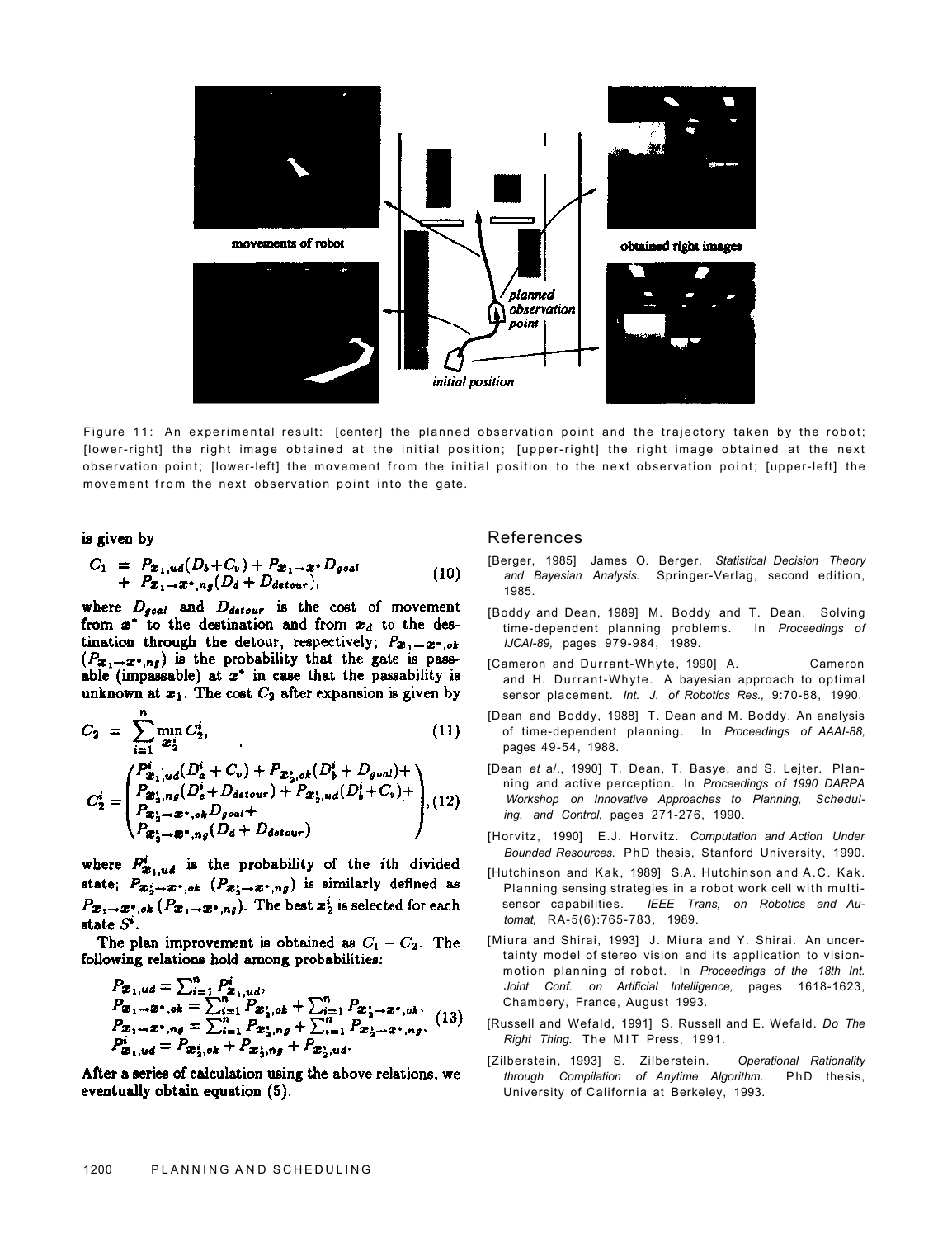movements of robot

obtained right images

planned observation point

initial position

Figure 11: An experimental result: [center] the planned observation point and the trajectory taken by the robot; [lower-right] the right image obtained at the initial position; [upper-right] the right image obtained at the next observation point; [lower-left] the movement from the initial position to the next observation point; [upper-left] the movement from the next observation point into the gate.

is given by

$$C_1 = P_{x_1,ud}(D_b + C_v) + P_{x_1 \to x^*} D_{goal} + P_{x_1 \to x^*,ng}(D_d + D_{detour}), \quad (10)$$

where $D_{goal}$ and $D_{detour}$ is the cost of movement from $x^*$ to the destination and from $x_d$ to the destination through the detour, respectively; $P_{x_1 \to x^*,ok}$ ($P_{x_1 \to x^*,ng}$) is the probability that the gate is passable (impassable) at $x^*$ in case that the passability is unknown at $x_1$. The cost $C_2$ after expansion is given by

$$C_2 = \sum_{i=1}^{n} \min_{x_2^i} C_2^i, \quad (11)$$

$$C_2^i = \begin{pmatrix} P_{x_1,ud}^i(D_a^i + C_v) + P_{x_2^i,ok}(D_b^i + D_{goal}) + \\ P_{x_2^i,ng}(D_c^i + D_{detour}) + P_{x_2^i,ud}(D_b^i + C_v) + \\ P_{x_2^i \to x^*,ok} D_{goal} + \\ P_{x_2^i \to x^*,ng}(D_d + D_{detour}) \end{pmatrix}, \quad (12)$$

where $P_{x_1,ud}^i$ is the probability of the $i$th divided state; $P_{x_2^i \to x^*,ok}$ ($P_{x_2^i \to x^*,ng}$) is similarly defined as $P_{x_1 \to x^*,ok}$ ($P_{x_1 \to x^*,ng}$). The best $x_2^i$ is selected for each state $S^i$.

The plan improvement is obtained as $C_1 - C_2$. The following relations hold among probabilities:

$$\begin{aligned} P_{x_1,ud} &= \textstyle\sum_{i=1}^{n} P_{x_1,ud}^i, \\ P_{x_1 \to x^*,ok} &= \textstyle\sum_{i=1}^{n} P_{x_2^i,ok} + \sum_{i=1}^{n} P_{x_2^i \to x^*,ok}, \\ P_{x_1 \to x^*,ng} &= \textstyle\sum_{i=1}^{n} P_{x_2^i,ng} + \sum_{i=1}^{n} P_{x_2^i \to x^*,ng}, \\ P_{x_1,ud}^i &= P_{x_2^i,ok} + P_{x_2^i,ng} + P_{x_2^i,ud}. \end{aligned} \quad (13)$$

After a series of calculation using the above relations, we eventually obtain equation (5).

## References

[Berger, 1985] James O. Berger. *Statistical Decision Theory and Bayesian Analysis.* Springer-Verlag, second edition, 1985.

[Boddy and Dean, 1989] M. Boddy and T. Dean. Solving time-dependent planning problems. In *Proceedings of IJCAI-89,* pages 979-984, 1989.

[Cameron and Durrant-Whyte, 1990] A. Cameron and H. Durrant-Whyte. A bayesian approach to optimal sensor placement. *Int. J. of Robotics Res.,* 9:70-88, 1990.

[Dean and Boddy, 1988] T. Dean and M. Boddy. An analysis of time-dependent planning. In *Proceedings of AAAI-88,* pages 49-54, 1988.

[Dean *et al.*, 1990] T. Dean, T. Basye, and S. Lejter. Planning and active perception. In *Proceedings of 1990 DARPA Workshop on Innovative Approaches to Planning, Scheduling, and Control,* pages 271-276, 1990.

[Horvitz, 1990] E.J. Horvitz. *Computation and Action Under Bounded Resources.* PhD thesis, Stanford University, 1990.

[Hutchinson and Kak, 1989] S.A. Hutchinson and A.C. Kak. Planning sensing strategies in a robot work cell with multisensor capabilities. *IEEE Trans, on Robotics and Automat,* RA-5(6):765-783, 1989.

[Miura and Shirai, 1993] J. Miura and Y. Shirai. An uncertainty model of stereo vision and its application to vision-motion planning of robot. In *Proceedings of the 18th Int. Joint Conf. on Artificial Intelligence,* pages 1618-1623, Chambery, France, August 1993.

[Russell and Wefald, 1991] S. Russell and E. Wefald. *Do The Right Thing.* The MIT Press, 1991.

[Zilberstein, 1993] S. Zilberstein. *Operational Rationality through Compilation of Anytime Algorithm.* PhD thesis, University of California at Berkeley, 1993.